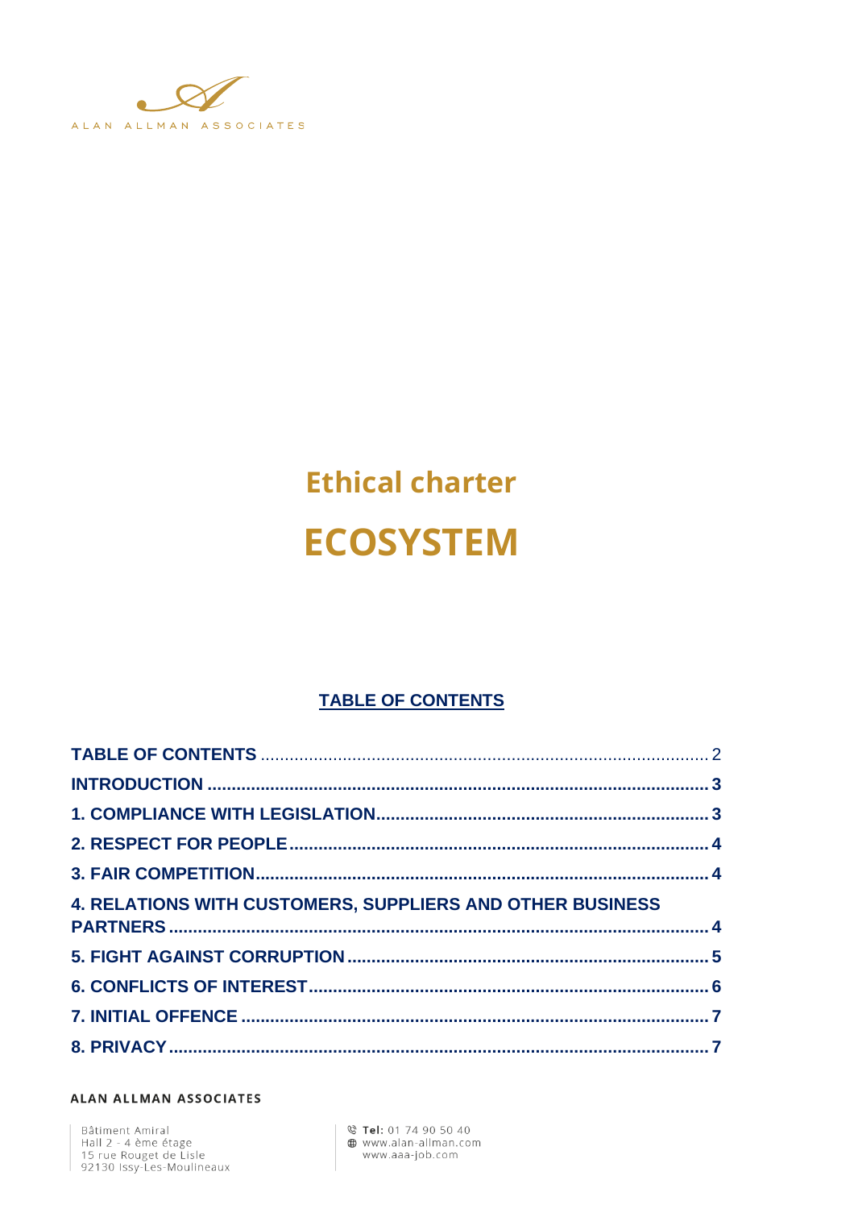ALAN ALLMAN ASSOCIATES

# Ethical charter

# ECOSYSTEM

## TABLE OF CONTENTS

| | |
|---|---|
| **TABLE OF CONTENTS** | 2 |
| **INTRODUCTION** | **3** |
| **1. COMPLIANCE WITH LEGISLATION** | **3** |
| **2. RESPECT FOR PEOPLE** | **4** |
| **3. FAIR COMPETITION** | **4** |
| **4. RELATIONS WITH CUSTOMERS, SUPPLIERS AND OTHER BUSINESS PARTNERS** | **4** |
| **5. FIGHT AGAINST CORRUPTION** | **5** |
| **6. CONFLICTS OF INTEREST** | **6** |
| **7. INITIAL OFFENCE** | **7** |
| **8. PRIVACY** | **7** |

**ALAN ALLMAN ASSOCIATES**

Bâtiment Amiral
Hall 2 - 4 ème étage
15 rue Rouget de Lisle
92130 Issy-Les-Moulineaux

**Tel:** 01 74 90 50 40
www.alan-allman.com
www.aaa-job.com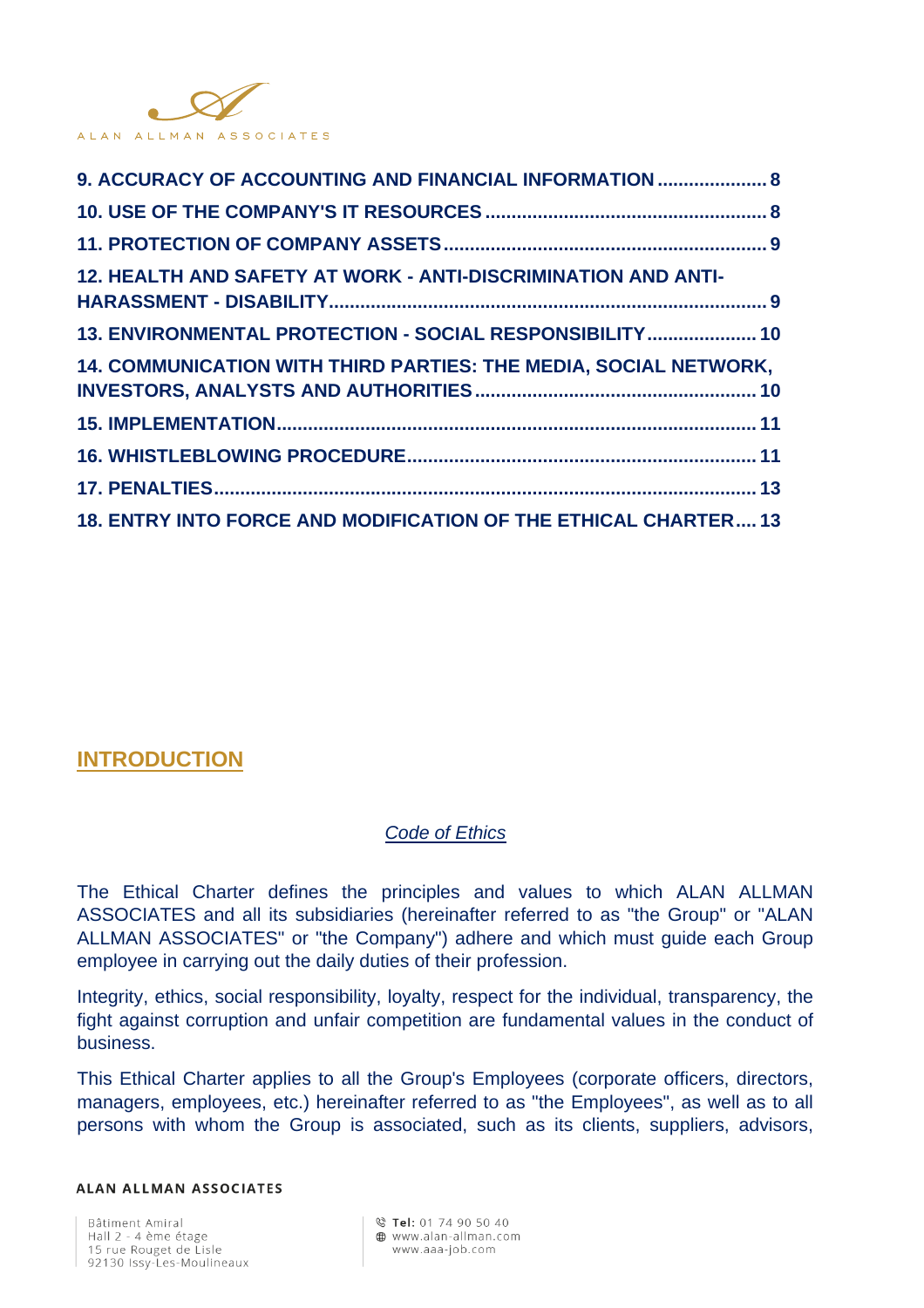9. ACCURACY OF ACCOUNTING AND FINANCIAL INFORMATION ..................... 8
10. USE OF THE COMPANY'S IT RESOURCES ..................................................... 8
11. PROTECTION OF COMPANY ASSETS ............................................................. 9
12. HEALTH AND SAFETY AT WORK - ANTI-DISCRIMINATION AND ANTI-HARASSMENT - DISABILITY .................................................................................. 9
13. ENVIRONMENTAL PROTECTION - SOCIAL RESPONSIBILITY ..................... 10
14. COMMUNICATION WITH THIRD PARTIES: THE MEDIA, SOCIAL NETWORK, INVESTORS, ANALYSTS AND AUTHORITIES ..................................................... 10
15. IMPLEMENTATION .......................................................................................... 11
16. WHISTLEBLOWING PROCEDURE .................................................................. 11
17. PENALTIES ...................................................................................................... 13
18. ENTRY INTO FORCE AND MODIFICATION OF THE ETHICAL CHARTER .... 13

## INTRODUCTION

*Code of Ethics*

The Ethical Charter defines the principles and values to which ALAN ALLMAN ASSOCIATES and all its subsidiaries (hereinafter referred to as "the Group" or "ALAN ALLMAN ASSOCIATES" or "the Company") adhere and which must guide each Group employee in carrying out the daily duties of their profession.

Integrity, ethics, social responsibility, loyalty, respect for the individual, transparency, the fight against corruption and unfair competition are fundamental values in the conduct of business.

This Ethical Charter applies to all the Group's Employees (corporate officers, directors, managers, employees, etc.) hereinafter referred to as "the Employees", as well as to all persons with whom the Group is associated, such as its clients, suppliers, advisors,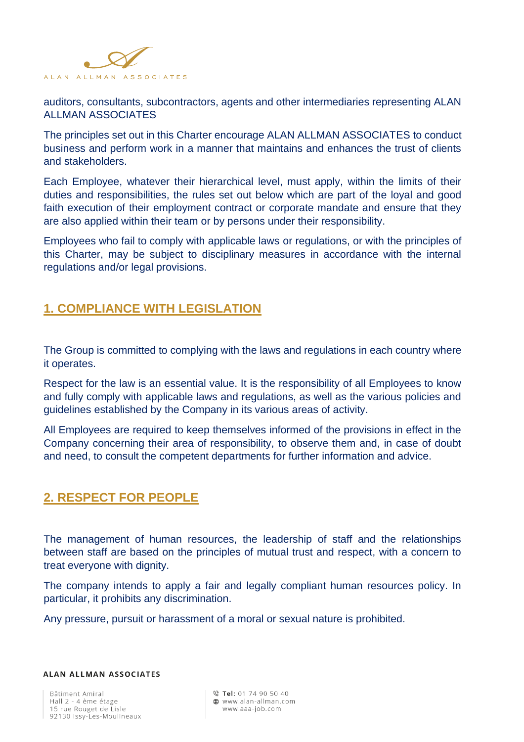auditors, consultants, subcontractors, agents and other intermediaries representing ALAN ALLMAN ASSOCIATES

The principles set out in this Charter encourage ALAN ALLMAN ASSOCIATES to conduct business and perform work in a manner that maintains and enhances the trust of clients and stakeholders.

Each Employee, whatever their hierarchical level, must apply, within the limits of their duties and responsibilities, the rules set out below which are part of the loyal and good faith execution of their employment contract or corporate mandate and ensure that they are also applied within their team or by persons under their responsibility.

Employees who fail to comply with applicable laws or regulations, or with the principles of this Charter, may be subject to disciplinary measures in accordance with the internal regulations and/or legal provisions.

## 1. COMPLIANCE WITH LEGISLATION

The Group is committed to complying with the laws and regulations in each country where it operates.

Respect for the law is an essential value. It is the responsibility of all Employees to know and fully comply with applicable laws and regulations, as well as the various policies and guidelines established by the Company in its various areas of activity.

All Employees are required to keep themselves informed of the provisions in effect in the Company concerning their area of responsibility, to observe them and, in case of doubt and need, to consult the competent departments for further information and advice.

## 2. RESPECT FOR PEOPLE

The management of human resources, the leadership of staff and the relationships between staff are based on the principles of mutual trust and respect, with a concern to treat everyone with dignity.

The company intends to apply a fair and legally compliant human resources policy. In particular, it prohibits any discrimination.

Any pressure, pursuit or harassment of a moral or sexual nature is prohibited.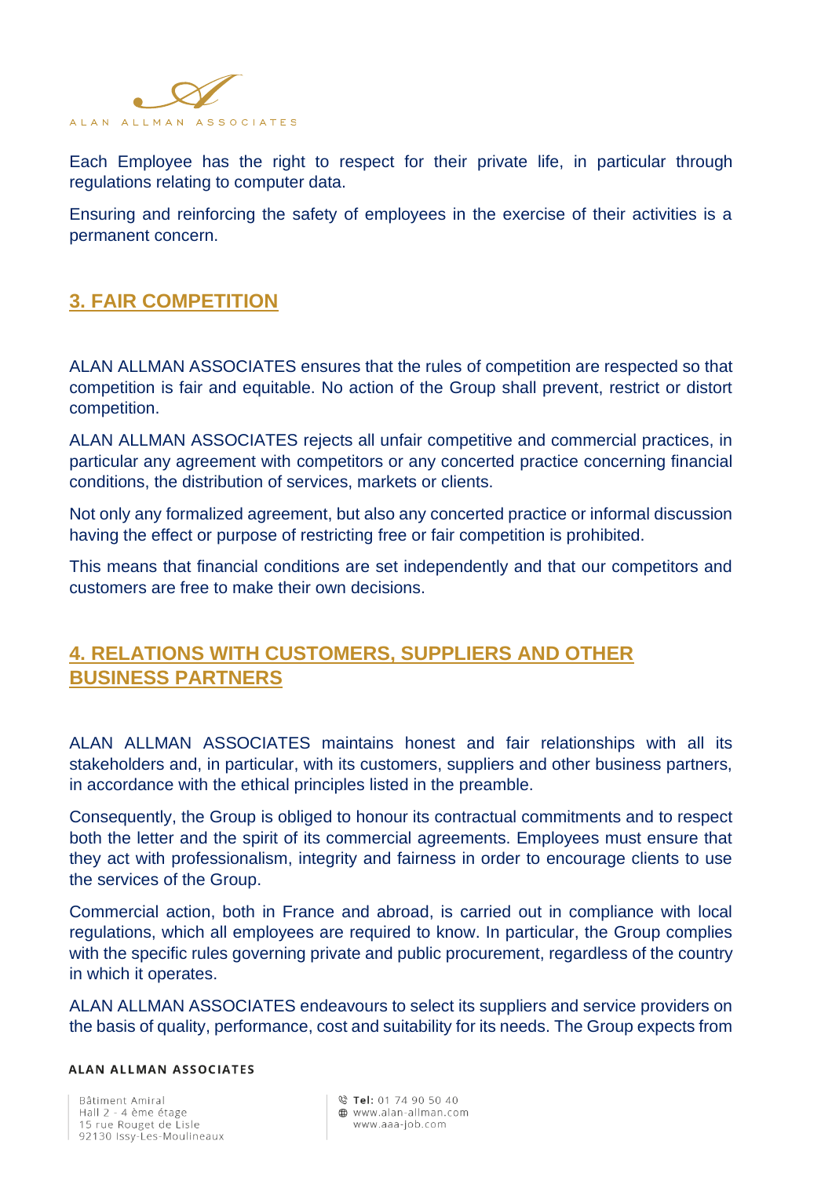Each Employee has the right to respect for their private life, in particular through regulations relating to computer data.

Ensuring and reinforcing the safety of employees in the exercise of their activities is a permanent concern.

## 3. FAIR COMPETITION

ALAN ALLMAN ASSOCIATES ensures that the rules of competition are respected so that competition is fair and equitable. No action of the Group shall prevent, restrict or distort competition.

ALAN ALLMAN ASSOCIATES rejects all unfair competitive and commercial practices, in particular any agreement with competitors or any concerted practice concerning financial conditions, the distribution of services, markets or clients.

Not only any formalized agreement, but also any concerted practice or informal discussion having the effect or purpose of restricting free or fair competition is prohibited.

This means that financial conditions are set independently and that our competitors and customers are free to make their own decisions.

## 4. RELATIONS WITH CUSTOMERS, SUPPLIERS AND OTHER BUSINESS PARTNERS

ALAN ALLMAN ASSOCIATES maintains honest and fair relationships with all its stakeholders and, in particular, with its customers, suppliers and other business partners, in accordance with the ethical principles listed in the preamble.

Consequently, the Group is obliged to honour its contractual commitments and to respect both the letter and the spirit of its commercial agreements. Employees must ensure that they act with professionalism, integrity and fairness in order to encourage clients to use the services of the Group.

Commercial action, both in France and abroad, is carried out in compliance with local regulations, which all employees are required to know. In particular, the Group complies with the specific rules governing private and public procurement, regardless of the country in which it operates.

ALAN ALLMAN ASSOCIATES endeavours to select its suppliers and service providers on the basis of quality, performance, cost and suitability for its needs. The Group expects from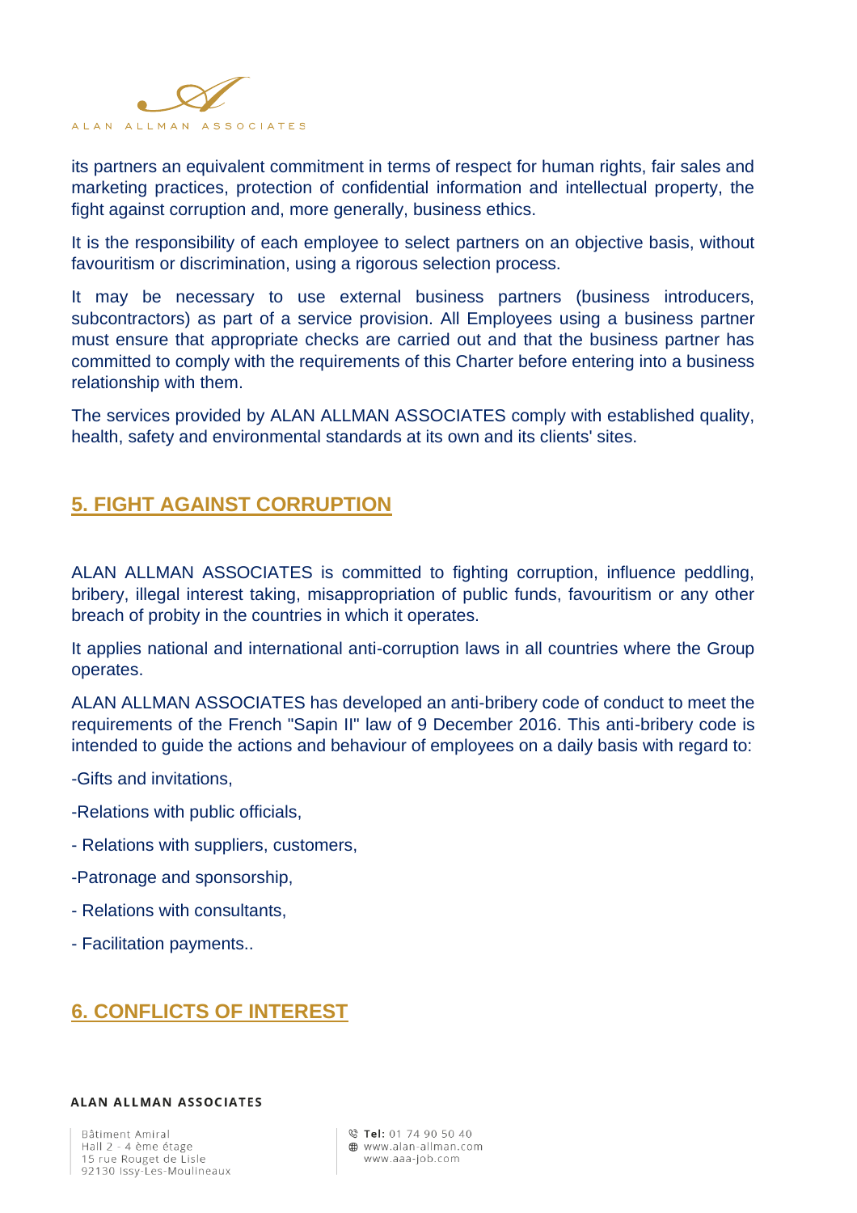its partners an equivalent commitment in terms of respect for human rights, fair sales and marketing practices, protection of confidential information and intellectual property, the fight against corruption and, more generally, business ethics.

It is the responsibility of each employee to select partners on an objective basis, without favouritism or discrimination, using a rigorous selection process.

It may be necessary to use external business partners (business introducers, subcontractors) as part of a service provision. All Employees using a business partner must ensure that appropriate checks are carried out and that the business partner has committed to comply with the requirements of this Charter before entering into a business relationship with them.

The services provided by ALAN ALLMAN ASSOCIATES comply with established quality, health, safety and environmental standards at its own and its clients' sites.

## 5. FIGHT AGAINST CORRUPTION

ALAN ALLMAN ASSOCIATES is committed to fighting corruption, influence peddling, bribery, illegal interest taking, misappropriation of public funds, favouritism or any other breach of probity in the countries in which it operates.

It applies national and international anti-corruption laws in all countries where the Group operates.

ALAN ALLMAN ASSOCIATES has developed an anti-bribery code of conduct to meet the requirements of the French "Sapin II" law of 9 December 2016. This anti-bribery code is intended to guide the actions and behaviour of employees on a daily basis with regard to:

-Gifts and invitations,

-Relations with public officials,

- Relations with suppliers, customers,

-Patronage and sponsorship,

- Relations with consultants,

- Facilitation payments..

## 6. CONFLICTS OF INTEREST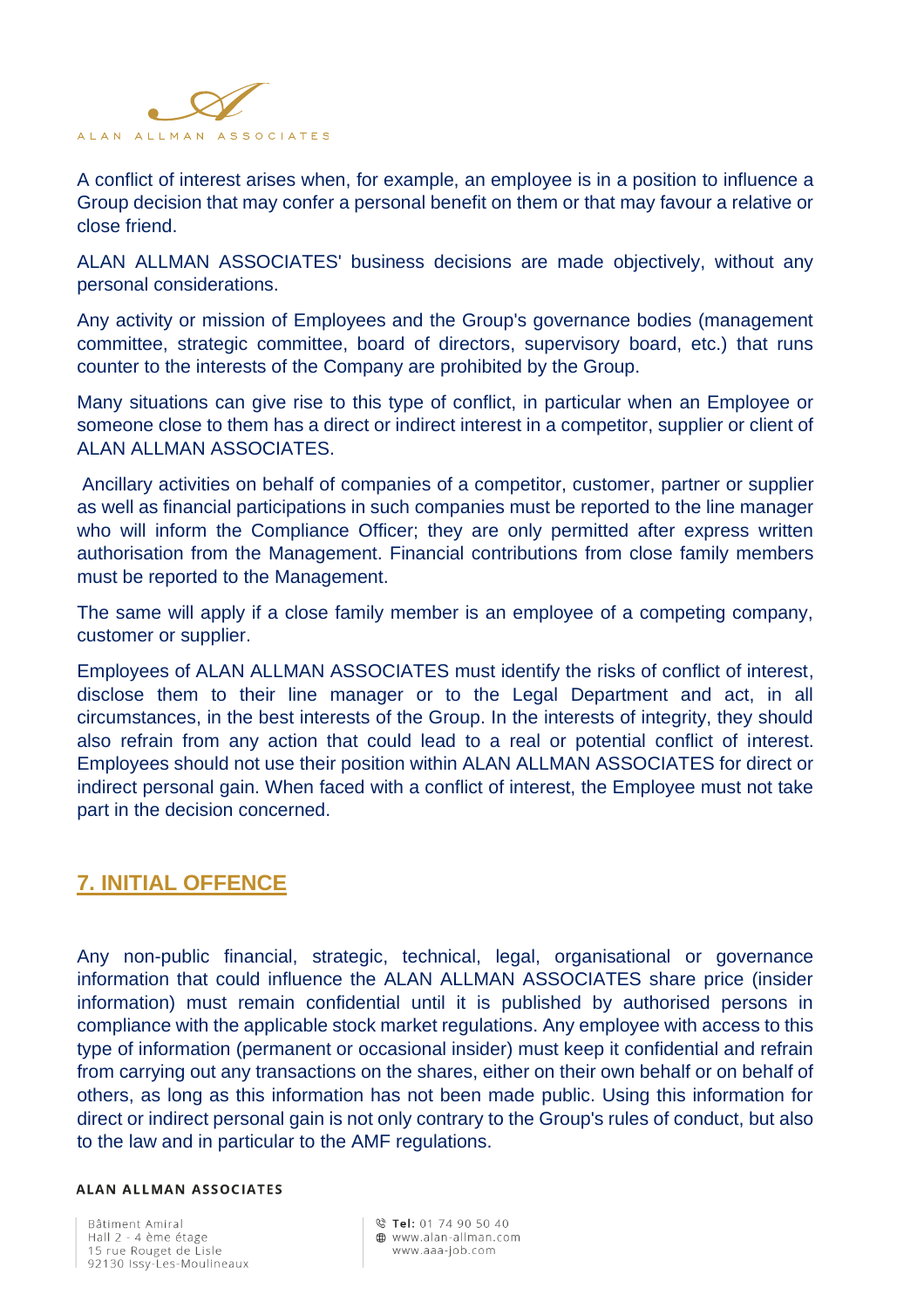A conflict of interest arises when, for example, an employee is in a position to influence a Group decision that may confer a personal benefit on them or that may favour a relative or close friend.

ALAN ALLMAN ASSOCIATES' business decisions are made objectively, without any personal considerations.

Any activity or mission of Employees and the Group's governance bodies (management committee, strategic committee, board of directors, supervisory board, etc.) that runs counter to the interests of the Company are prohibited by the Group.

Many situations can give rise to this type of conflict, in particular when an Employee or someone close to them has a direct or indirect interest in a competitor, supplier or client of ALAN ALLMAN ASSOCIATES.

Ancillary activities on behalf of companies of a competitor, customer, partner or supplier as well as financial participations in such companies must be reported to the line manager who will inform the Compliance Officer; they are only permitted after express written authorisation from the Management. Financial contributions from close family members must be reported to the Management.

The same will apply if a close family member is an employee of a competing company, customer or supplier.

Employees of ALAN ALLMAN ASSOCIATES must identify the risks of conflict of interest, disclose them to their line manager or to the Legal Department and act, in all circumstances, in the best interests of the Group. In the interests of integrity, they should also refrain from any action that could lead to a real or potential conflict of interest. Employees should not use their position within ALAN ALLMAN ASSOCIATES for direct or indirect personal gain. When faced with a conflict of interest, the Employee must not take part in the decision concerned.

## 7. INITIAL OFFENCE

Any non-public financial, strategic, technical, legal, organisational or governance information that could influence the ALAN ALLMAN ASSOCIATES share price (insider information) must remain confidential until it is published by authorised persons in compliance with the applicable stock market regulations. Any employee with access to this type of information (permanent or occasional insider) must keep it confidential and refrain from carrying out any transactions on the shares, either on their own behalf or on behalf of others, as long as this information has not been made public. Using this information for direct or indirect personal gain is not only contrary to the Group's rules of conduct, but also to the law and in particular to the AMF regulations.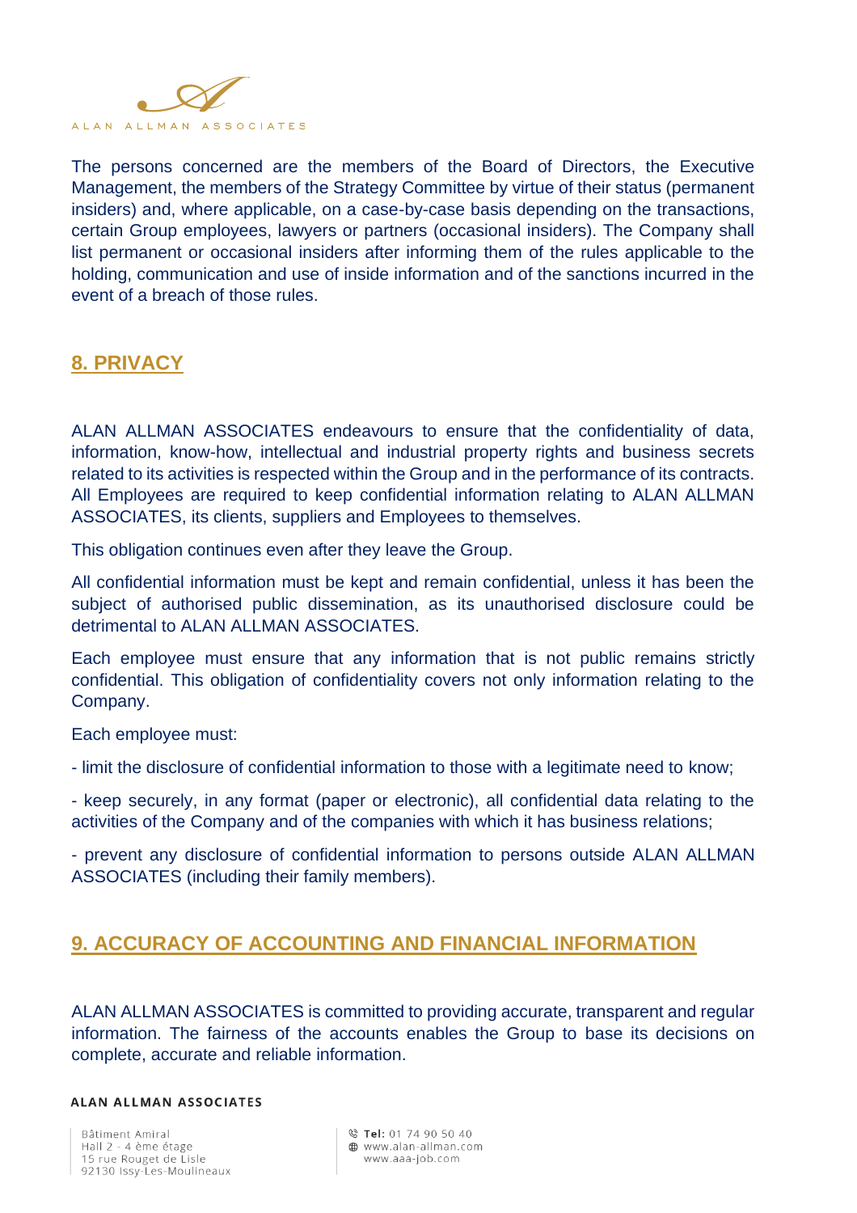The persons concerned are the members of the Board of Directors, the Executive Management, the members of the Strategy Committee by virtue of their status (permanent insiders) and, where applicable, on a case-by-case basis depending on the transactions, certain Group employees, lawyers or partners (occasional insiders). The Company shall list permanent or occasional insiders after informing them of the rules applicable to the holding, communication and use of inside information and of the sanctions incurred in the event of a breach of those rules.

## 8. PRIVACY

ALAN ALLMAN ASSOCIATES endeavours to ensure that the confidentiality of data, information, know-how, intellectual and industrial property rights and business secrets related to its activities is respected within the Group and in the performance of its contracts. All Employees are required to keep confidential information relating to ALAN ALLMAN ASSOCIATES, its clients, suppliers and Employees to themselves.

This obligation continues even after they leave the Group.

All confidential information must be kept and remain confidential, unless it has been the subject of authorised public dissemination, as its unauthorised disclosure could be detrimental to ALAN ALLMAN ASSOCIATES.

Each employee must ensure that any information that is not public remains strictly confidential. This obligation of confidentiality covers not only information relating to the Company.

Each employee must:

- limit the disclosure of confidential information to those with a legitimate need to know;

- keep securely, in any format (paper or electronic), all confidential data relating to the activities of the Company and of the companies with which it has business relations;

- prevent any disclosure of confidential information to persons outside ALAN ALLMAN ASSOCIATES (including their family members).

## 9. ACCURACY OF ACCOUNTING AND FINANCIAL INFORMATION

ALAN ALLMAN ASSOCIATES is committed to providing accurate, transparent and regular information. The fairness of the accounts enables the Group to base its decisions on complete, accurate and reliable information.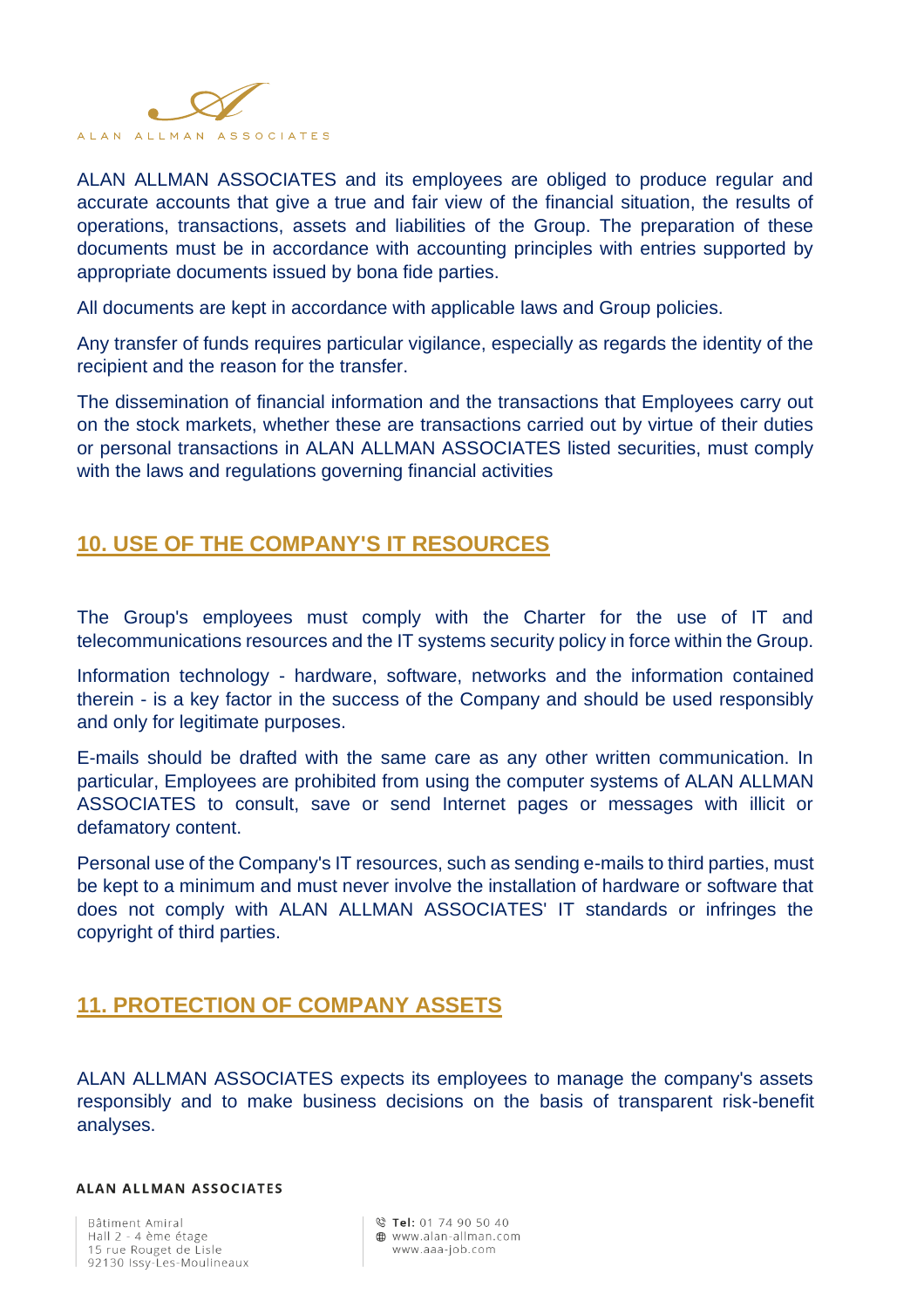ALAN ALLMAN ASSOCIATES and its employees are obliged to produce regular and accurate accounts that give a true and fair view of the financial situation, the results of operations, transactions, assets and liabilities of the Group. The preparation of these documents must be in accordance with accounting principles with entries supported by appropriate documents issued by bona fide parties.

All documents are kept in accordance with applicable laws and Group policies.

Any transfer of funds requires particular vigilance, especially as regards the identity of the recipient and the reason for the transfer.

The dissemination of financial information and the transactions that Employees carry out on the stock markets, whether these are transactions carried out by virtue of their duties or personal transactions in ALAN ALLMAN ASSOCIATES listed securities, must comply with the laws and regulations governing financial activities

## 10. USE OF THE COMPANY'S IT RESOURCES

The Group's employees must comply with the Charter for the use of IT and telecommunications resources and the IT systems security policy in force within the Group.

Information technology - hardware, software, networks and the information contained therein - is a key factor in the success of the Company and should be used responsibly and only for legitimate purposes.

E-mails should be drafted with the same care as any other written communication. In particular, Employees are prohibited from using the computer systems of ALAN ALLMAN ASSOCIATES to consult, save or send Internet pages or messages with illicit or defamatory content.

Personal use of the Company's IT resources, such as sending e-mails to third parties, must be kept to a minimum and must never involve the installation of hardware or software that does not comply with ALAN ALLMAN ASSOCIATES' IT standards or infringes the copyright of third parties.

## 11. PROTECTION OF COMPANY ASSETS

ALAN ALLMAN ASSOCIATES expects its employees to manage the company's assets responsibly and to make business decisions on the basis of transparent risk-benefit analyses.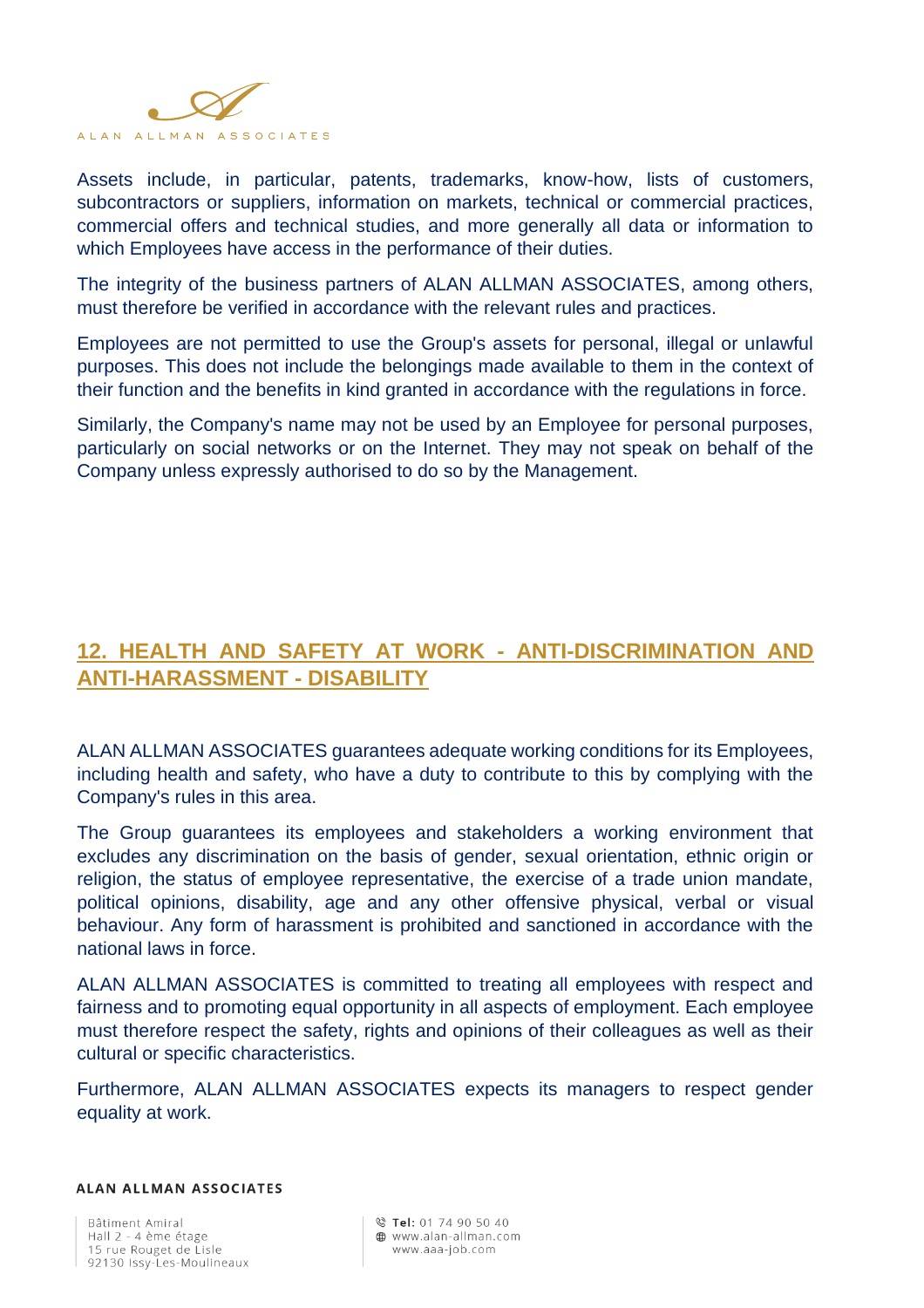Assets include, in particular, patents, trademarks, know-how, lists of customers, subcontractors or suppliers, information on markets, technical or commercial practices, commercial offers and technical studies, and more generally all data or information to which Employees have access in the performance of their duties.

The integrity of the business partners of ALAN ALLMAN ASSOCIATES, among others, must therefore be verified in accordance with the relevant rules and practices.

Employees are not permitted to use the Group's assets for personal, illegal or unlawful purposes. This does not include the belongings made available to them in the context of their function and the benefits in kind granted in accordance with the regulations in force.

Similarly, the Company's name may not be used by an Employee for personal purposes, particularly on social networks or on the Internet. They may not speak on behalf of the Company unless expressly authorised to do so by the Management.

## 12. HEALTH AND SAFETY AT WORK - ANTI-DISCRIMINATION AND ANTI-HARASSMENT - DISABILITY

ALAN ALLMAN ASSOCIATES guarantees adequate working conditions for its Employees, including health and safety, who have a duty to contribute to this by complying with the Company's rules in this area.

The Group guarantees its employees and stakeholders a working environment that excludes any discrimination on the basis of gender, sexual orientation, ethnic origin or religion, the status of employee representative, the exercise of a trade union mandate, political opinions, disability, age and any other offensive physical, verbal or visual behaviour. Any form of harassment is prohibited and sanctioned in accordance with the national laws in force.

ALAN ALLMAN ASSOCIATES is committed to treating all employees with respect and fairness and to promoting equal opportunity in all aspects of employment. Each employee must therefore respect the safety, rights and opinions of their colleagues as well as their cultural or specific characteristics.

Furthermore, ALAN ALLMAN ASSOCIATES expects its managers to respect gender equality at work.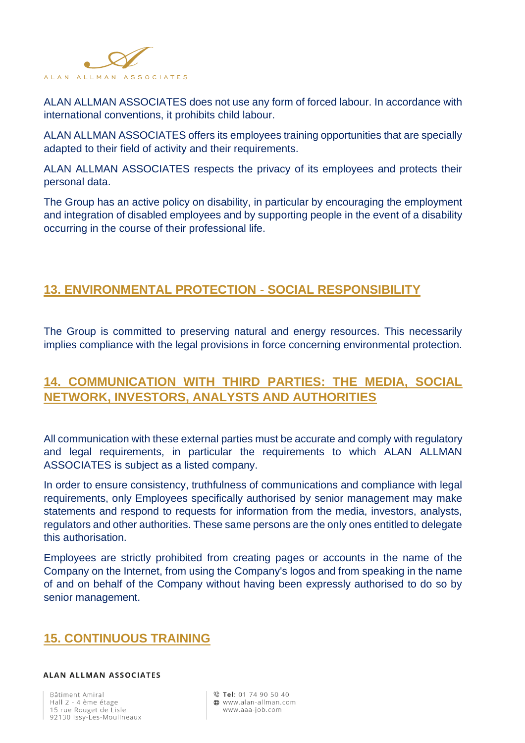ALAN ALLMAN ASSOCIATES does not use any form of forced labour. In accordance with international conventions, it prohibits child labour.

ALAN ALLMAN ASSOCIATES offers its employees training opportunities that are specially adapted to their field of activity and their requirements.

ALAN ALLMAN ASSOCIATES respects the privacy of its employees and protects their personal data.

The Group has an active policy on disability, in particular by encouraging the employment and integration of disabled employees and by supporting people in the event of a disability occurring in the course of their professional life.

## 13. ENVIRONMENTAL PROTECTION - SOCIAL RESPONSIBILITY

The Group is committed to preserving natural and energy resources. This necessarily implies compliance with the legal provisions in force concerning environmental protection.

## 14. COMMUNICATION WITH THIRD PARTIES: THE MEDIA, SOCIAL NETWORK, INVESTORS, ANALYSTS AND AUTHORITIES

All communication with these external parties must be accurate and comply with regulatory and legal requirements, in particular the requirements to which ALAN ALLMAN ASSOCIATES is subject as a listed company.

In order to ensure consistency, truthfulness of communications and compliance with legal requirements, only Employees specifically authorised by senior management may make statements and respond to requests for information from the media, investors, analysts, regulators and other authorities. These same persons are the only ones entitled to delegate this authorisation.

Employees are strictly prohibited from creating pages or accounts in the name of the Company on the Internet, from using the Company's logos and from speaking in the name of and on behalf of the Company without having been expressly authorised to do so by senior management.

## 15. CONTINUOUS TRAINING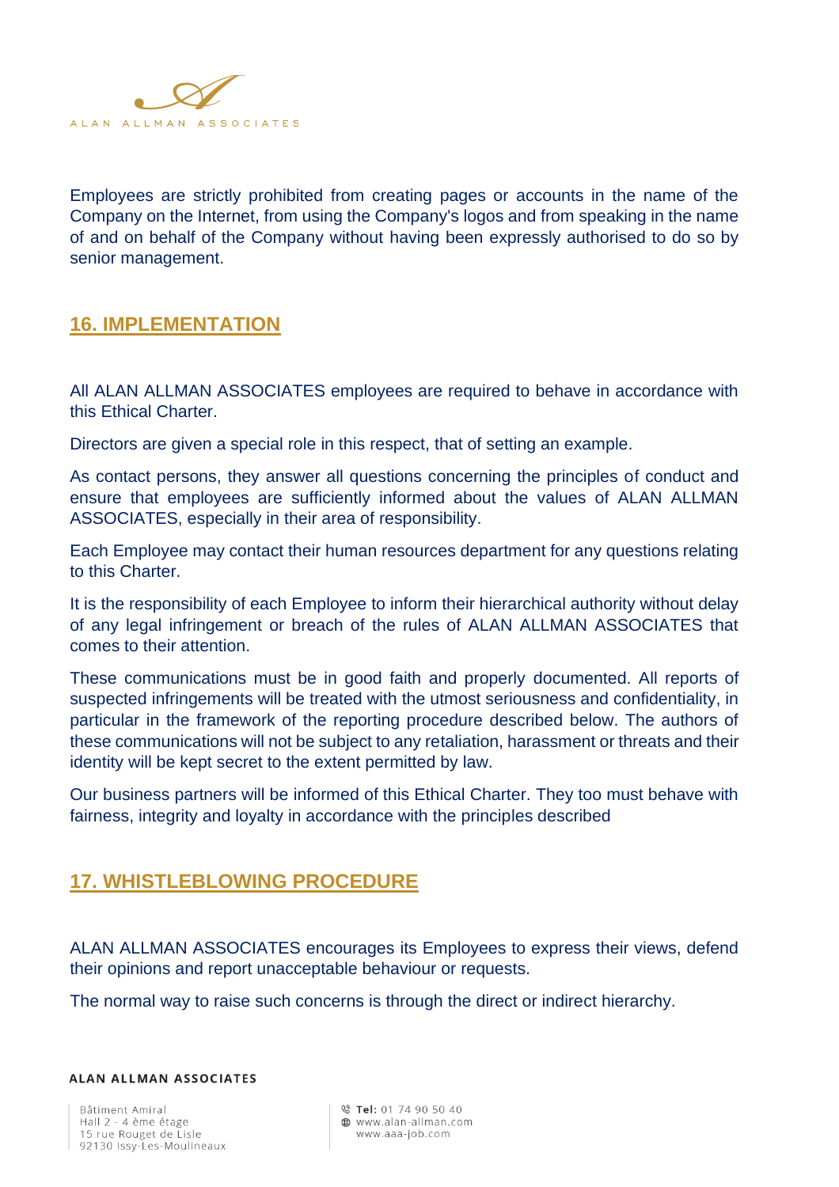Employees are strictly prohibited from creating pages or accounts in the name of the Company on the Internet, from using the Company's logos and from speaking in the name of and on behalf of the Company without having been expressly authorised to do so by senior management.

## 16. IMPLEMENTATION

All ALAN ALLMAN ASSOCIATES employees are required to behave in accordance with this Ethical Charter.

Directors are given a special role in this respect, that of setting an example.

As contact persons, they answer all questions concerning the principles of conduct and ensure that employees are sufficiently informed about the values of ALAN ALLMAN ASSOCIATES, especially in their area of responsibility.

Each Employee may contact their human resources department for any questions relating to this Charter.

It is the responsibility of each Employee to inform their hierarchical authority without delay of any legal infringement or breach of the rules of ALAN ALLMAN ASSOCIATES that comes to their attention.

These communications must be in good faith and properly documented. All reports of suspected infringements will be treated with the utmost seriousness and confidentiality, in particular in the framework of the reporting procedure described below. The authors of these communications will not be subject to any retaliation, harassment or threats and their identity will be kept secret to the extent permitted by law.

Our business partners will be informed of this Ethical Charter. They too must behave with fairness, integrity and loyalty in accordance with the principles described

## 17. WHISTLEBLOWING PROCEDURE

ALAN ALLMAN ASSOCIATES encourages its Employees to express their views, defend their opinions and report unacceptable behaviour or requests.

The normal way to raise such concerns is through the direct or indirect hierarchy.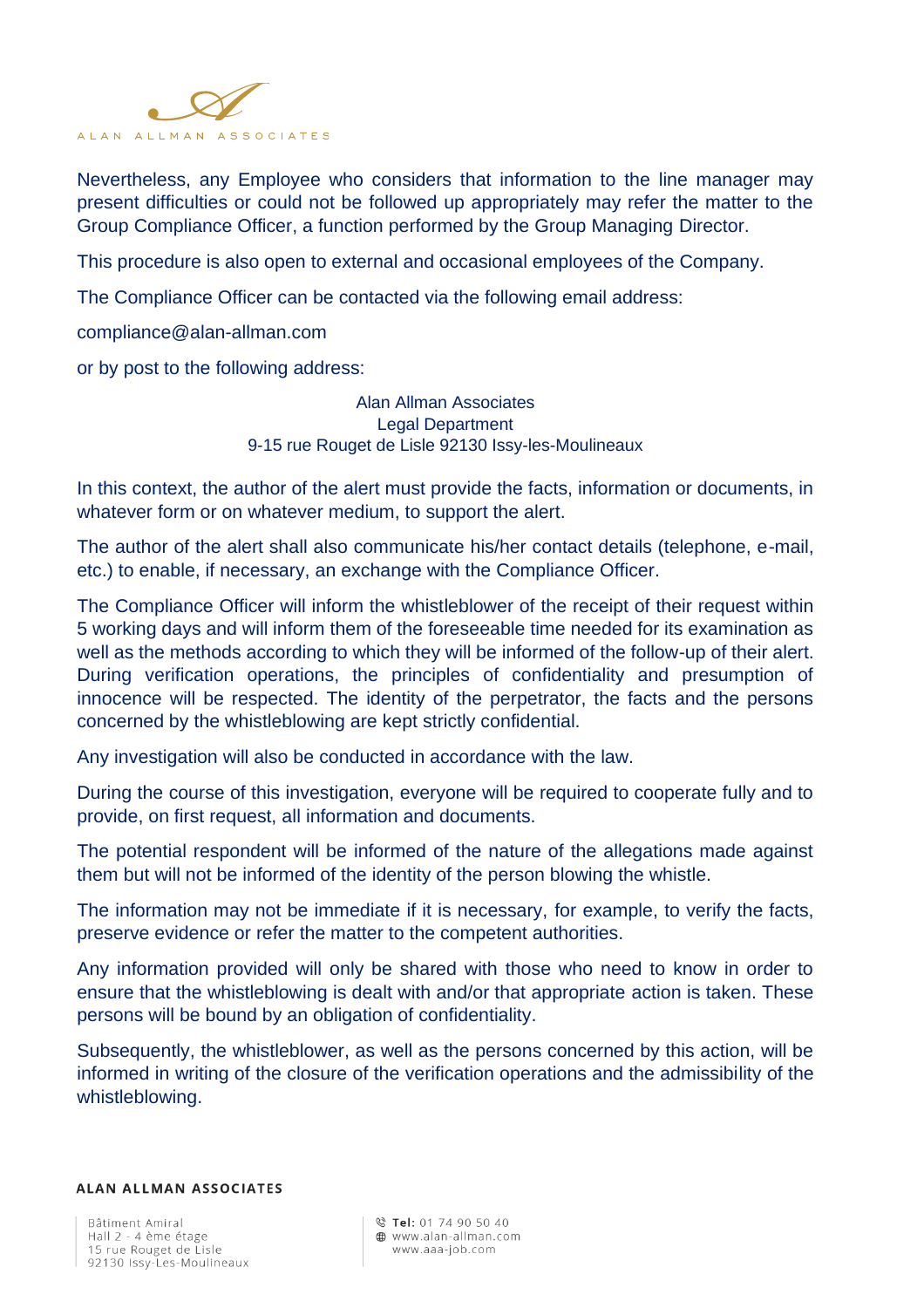Nevertheless, any Employee who considers that information to the line manager may present difficulties or could not be followed up appropriately may refer the matter to the Group Compliance Officer, a function performed by the Group Managing Director.

This procedure is also open to external and occasional employees of the Company.

The Compliance Officer can be contacted via the following email address:

compliance@alan-allman.com

or by post to the following address:

Alan Allman Associates
Legal Department
9-15 rue Rouget de Lisle 92130 Issy-les-Moulineaux

In this context, the author of the alert must provide the facts, information or documents, in whatever form or on whatever medium, to support the alert.

The author of the alert shall also communicate his/her contact details (telephone, e-mail, etc.) to enable, if necessary, an exchange with the Compliance Officer.

The Compliance Officer will inform the whistleblower of the receipt of their request within 5 working days and will inform them of the foreseeable time needed for its examination as well as the methods according to which they will be informed of the follow-up of their alert. During verification operations, the principles of confidentiality and presumption of innocence will be respected. The identity of the perpetrator, the facts and the persons concerned by the whistleblowing are kept strictly confidential.

Any investigation will also be conducted in accordance with the law.

During the course of this investigation, everyone will be required to cooperate fully and to provide, on first request, all information and documents.

The potential respondent will be informed of the nature of the allegations made against them but will not be informed of the identity of the person blowing the whistle.

The information may not be immediate if it is necessary, for example, to verify the facts, preserve evidence or refer the matter to the competent authorities.

Any information provided will only be shared with those who need to know in order to ensure that the whistleblowing is dealt with and/or that appropriate action is taken. These persons will be bound by an obligation of confidentiality.

Subsequently, the whistleblower, as well as the persons concerned by this action, will be informed in writing of the closure of the verification operations and the admissibility of the whistleblowing.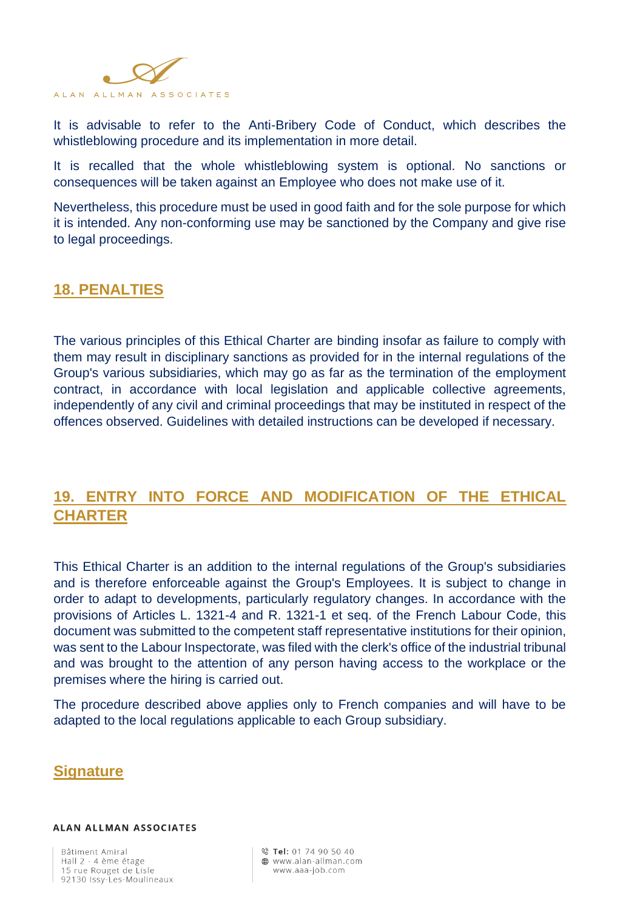It is advisable to refer to the Anti-Bribery Code of Conduct, which describes the whistleblowing procedure and its implementation in more detail.

It is recalled that the whole whistleblowing system is optional. No sanctions or consequences will be taken against an Employee who does not make use of it.

Nevertheless, this procedure must be used in good faith and for the sole purpose for which it is intended. Any non-conforming use may be sanctioned by the Company and give rise to legal proceedings.

## 18. PENALTIES

The various principles of this Ethical Charter are binding insofar as failure to comply with them may result in disciplinary sanctions as provided for in the internal regulations of the Group's various subsidiaries, which may go as far as the termination of the employment contract, in accordance with local legislation and applicable collective agreements, independently of any civil and criminal proceedings that may be instituted in respect of the offences observed. Guidelines with detailed instructions can be developed if necessary.

## 19. ENTRY INTO FORCE AND MODIFICATION OF THE ETHICAL CHARTER

This Ethical Charter is an addition to the internal regulations of the Group's subsidiaries and is therefore enforceable against the Group's Employees. It is subject to change in order to adapt to developments, particularly regulatory changes. In accordance with the provisions of Articles L. 1321-4 and R. 1321-1 et seq. of the French Labour Code, this document was submitted to the competent staff representative institutions for their opinion, was sent to the Labour Inspectorate, was filed with the clerk's office of the industrial tribunal and was brought to the attention of any person having access to the workplace or the premises where the hiring is carried out.

The procedure described above applies only to French companies and will have to be adapted to the local regulations applicable to each Group subsidiary.

## Signature